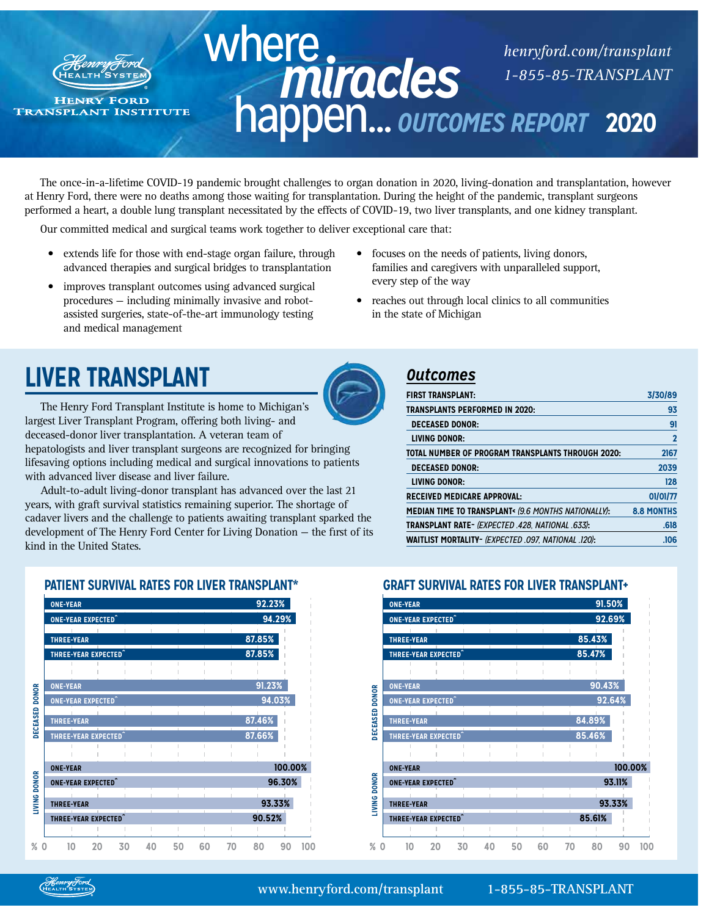Henry Ford Health System

Henry Ford Transplant Institute

# where *miracles* happen... *OUTCOMES REPORT* 2020

*henryford.com/transplant*
*1-855-85-TRANSPLANT*

The once-in-a-lifetime COVID-19 pandemic brought challenges to organ donation in 2020, living-donation and transplantation, however at Henry Ford, there were no deaths among those waiting for transplantation. During the height of the pandemic, transplant surgeons performed a heart, a double lung transplant necessitated by the effects of COVID-19, two liver transplants, and one kidney transplant.

Our committed medical and surgical teams work together to deliver exceptional care that:

- extends life for those with end-stage organ failure, through advanced therapies and surgical bridges to transplantation
- improves transplant outcomes using advanced surgical procedures — including minimally invasive and robot-assisted surgeries, state-of-the-art immunology testing and medical management
- focuses on the needs of patients, living donors, families and caregivers with unparalleled support, every step of the way
- reaches out through local clinics to all communities in the state of Michigan

## LIVER TRANSPLANT

The Henry Ford Transplant Institute is home to Michigan's largest Liver Transplant Program, offering both living- and deceased-donor liver transplantation. A veteran team of hepatologists and liver transplant surgeons are recognized for bringing lifesaving options including medical and surgical innovations to patients with advanced liver disease and liver failure.

Adult-to-adult living-donor transplant has advanced over the last 21 years, with graft survival statistics remaining superior. The shortage of cadaver livers and the challenge to patients awaiting transplant sparked the development of The Henry Ford Center for Living Donation — the first of its kind in the United States.

### *Outcomes*

| | |
|---|---|
| FIRST TRANSPLANT: | 3/30/89 |
| TRANSPLANTS PERFORMED IN 2020: | 93 |
| DECEASED DONOR: | 91 |
| LIVING DONOR: | 2 |
| TOTAL NUMBER OF PROGRAM TRANSPLANTS THROUGH 2020: | 2167 |
| DECEASED DONOR: | 2039 |
| LIVING DONOR: | 128 |
| RECEIVED MEDICARE APPROVAL: | 01/01/77 |
| MEDIAN TIME TO TRANSPLANT< *(9.6 MONTHS NATIONALLY)*: | 8.8 MONTHS |
| TRANSPLANT RATE~ *(EXPECTED .428, NATIONAL .633)*: | .618 |
| WAITLIST MORTALITY~ *(EXPECTED .097, NATIONAL .120)*: | .106 |

### PATIENT SURVIVAL RATES FOR LIVER TRANSPLANT*

ONE-YEAR 92.23%
ONE-YEAR EXPECTED^ 94.29%
THREE-YEAR 87.85%
THREE-YEAR EXPECTED^ 87.85%

DECEASED DONOR
ONE-YEAR 91.23%
ONE-YEAR EXPECTED^ 94.03%
THREE-YEAR 87.46%
THREE-YEAR EXPECTED^ 87.66%

LIVING DONOR
ONE-YEAR 100.00%
ONE-YEAR EXPECTED^ 96.30%
THREE-YEAR 93.33%
THREE-YEAR EXPECTED^ 90.52%

% 0 10 20 30 40 50 60 70 80 90 100

### GRAFT SURVIVAL RATES FOR LIVER TRANSPLANT+

ONE-YEAR 91.50%
ONE-YEAR EXPECTED^ 92.69%
THREE-YEAR 85.43%
THREE-YEAR EXPECTED^ 85.47%

DECEASED DONOR
ONE-YEAR 90.43%
ONE-YEAR EXPECTED^ 92.64%
THREE-YEAR 84.89%
THREE-YEAR EXPECTED^ 85.46%

LIVING DONOR
ONE-YEAR 100.00%
ONE-YEAR EXPECTED^ 93.11%
THREE-YEAR 93.33%
THREE-YEAR EXPECTED^ 85.61%

% 0 10 20 30 40 50 60 70 80 90 100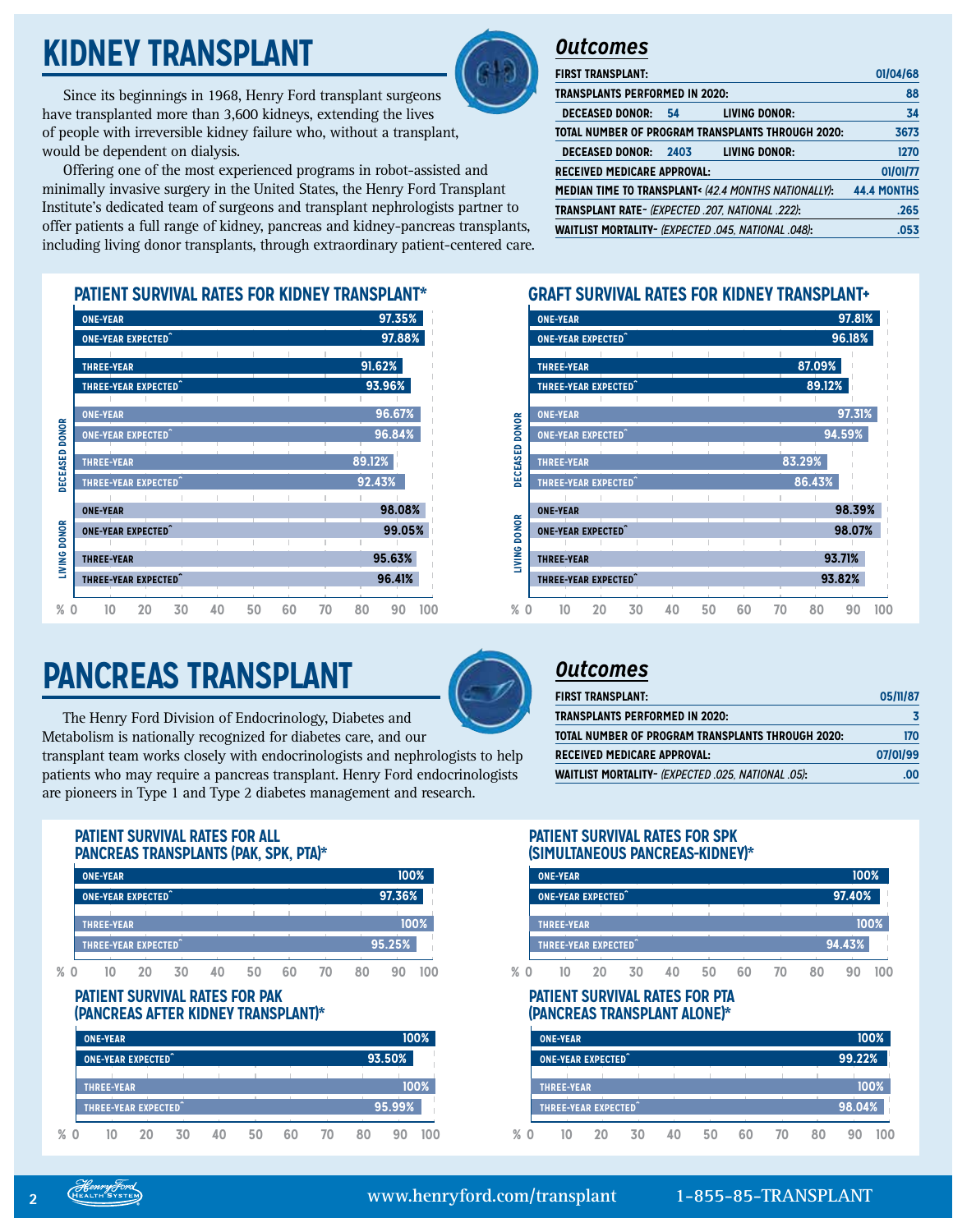# KIDNEY TRANSPLANT

Since its beginnings in 1968, Henry Ford transplant surgeons have transplanted more than 3,600 kidneys, extending the lives of people with irreversible kidney failure who, without a transplant, would be dependent on dialysis.

Offering one of the most experienced programs in robot-assisted and minimally invasive surgery in the United States, the Henry Ford Transplant Institute's dedicated team of surgeons and transplant nephrologists partner to offer patients a full range of kidney, pancreas and kidney-pancreas transplants, including living donor transplants, through extraordinary patient-centered care.

## *Outcomes*

| | |
|---|---|
| **FIRST TRANSPLANT:** | **01/04/68** |
| **TRANSPLANTS PERFORMED IN 2020:** | **88** |
| **DECEASED DONOR: 54 LIVING DONOR:** | **34** |
| **TOTAL NUMBER OF PROGRAM TRANSPLANTS THROUGH 2020:** | **3673** |
| **DECEASED DONOR: 2403 LIVING DONOR:** | **1270** |
| **RECEIVED MEDICARE APPROVAL:** | **01/01/77** |
| **MEDIAN TIME TO TRANSPLANT<** *(42.4 MONTHS NATIONALLY)*: | **44.4 MONTHS** |
| **TRANSPLANT RATE-** *(EXPECTED .207, NATIONAL .222)*: | **.265** |
| **WAITLIST MORTALITY-** *(EXPECTED .045, NATIONAL .048)*: | **.053** |

### PATIENT SURVIVAL RATES FOR KIDNEY TRANSPLANT*

ONE-YEAR 97.35%
ONE-YEAR EXPECTED^ 97.88%
THREE-YEAR 91.62%
THREE-YEAR EXPECTED^ 93.96%

DECEASED DONOR
ONE-YEAR 96.67%
ONE-YEAR EXPECTED^ 96.84%
THREE-YEAR 89.12%
THREE-YEAR EXPECTED^ 92.43%

LIVING DONOR
ONE-YEAR 98.08%
ONE-YEAR EXPECTED^ 99.05%
THREE-YEAR 95.63%
THREE-YEAR EXPECTED^ 96.41%

% 0 10 20 30 40 50 60 70 80 90 100

### GRAFT SURVIVAL RATES FOR KIDNEY TRANSPLANT+

ONE-YEAR 97.81%
ONE-YEAR EXPECTED^ 96.18%
THREE-YEAR 87.09%
THREE-YEAR EXPECTED^ 89.12%

DECEASED DONOR
ONE-YEAR 97.31%
ONE-YEAR EXPECTED^ 94.59%
THREE-YEAR 83.29%
THREE-YEAR EXPECTED^ 86.43%

LIVING DONOR
ONE-YEAR 98.39%
ONE-YEAR EXPECTED^ 98.07%
THREE-YEAR 93.71%
THREE-YEAR EXPECTED^ 93.82%

% 0 10 20 30 40 50 60 70 80 90 100

# PANCREAS TRANSPLANT

The Henry Ford Division of Endocrinology, Diabetes and Metabolism is nationally recognized for diabetes care, and our transplant team works closely with endocrinologists and nephrologists to help patients who may require a pancreas transplant. Henry Ford endocrinologists are pioneers in Type 1 and Type 2 diabetes management and research.

## *Outcomes*

| | |
|---|---|
| **FIRST TRANSPLANT:** | **05/11/87** |
| **TRANSPLANTS PERFORMED IN 2020:** | **3** |
| **TOTAL NUMBER OF PROGRAM TRANSPLANTS THROUGH 2020:** | **170** |
| **RECEIVED MEDICARE APPROVAL:** | **07/01/99** |
| **WAITLIST MORTALITY-** *(EXPECTED .025, NATIONAL .05)*: | **.00** |

### PATIENT SURVIVAL RATES FOR ALL PANCREAS TRANSPLANTS (PAK, SPK, PTA)*

ONE-YEAR 100%
ONE-YEAR EXPECTED^ 97.36%
THREE-YEAR 100%
THREE-YEAR EXPECTED^ 95.25%

% 0 10 20 30 40 50 60 70 80 90 100

### PATIENT SURVIVAL RATES FOR SPK (SIMULTANEOUS PANCREAS-KIDNEY)*

ONE-YEAR 100%
ONE-YEAR EXPECTED^ 97.40%
THREE-YEAR 100%
THREE-YEAR EXPECTED^ 94.43%

% 0 10 20 30 40 50 60 70 80 90 100

### PATIENT SURVIVAL RATES FOR PAK (PANCREAS AFTER KIDNEY TRANSPLANT)*

ONE-YEAR 100%
ONE-YEAR EXPECTED^ 93.50%
THREE-YEAR 100%
THREE-YEAR EXPECTED^ 95.99%

% 0 10 20 30 40 50 60 70 80 90 100

### PATIENT SURVIVAL RATES FOR PTA (PANCREAS TRANSPLANT ALONE)*

ONE-YEAR 100%
ONE-YEAR EXPECTED^ 99.22%
THREE-YEAR 100%
THREE-YEAR EXPECTED^ 98.04%

% 0 10 20 30 40 50 60 70 80 90 100

www.henryford.com/transplant 1-855-85-TRANSPLANT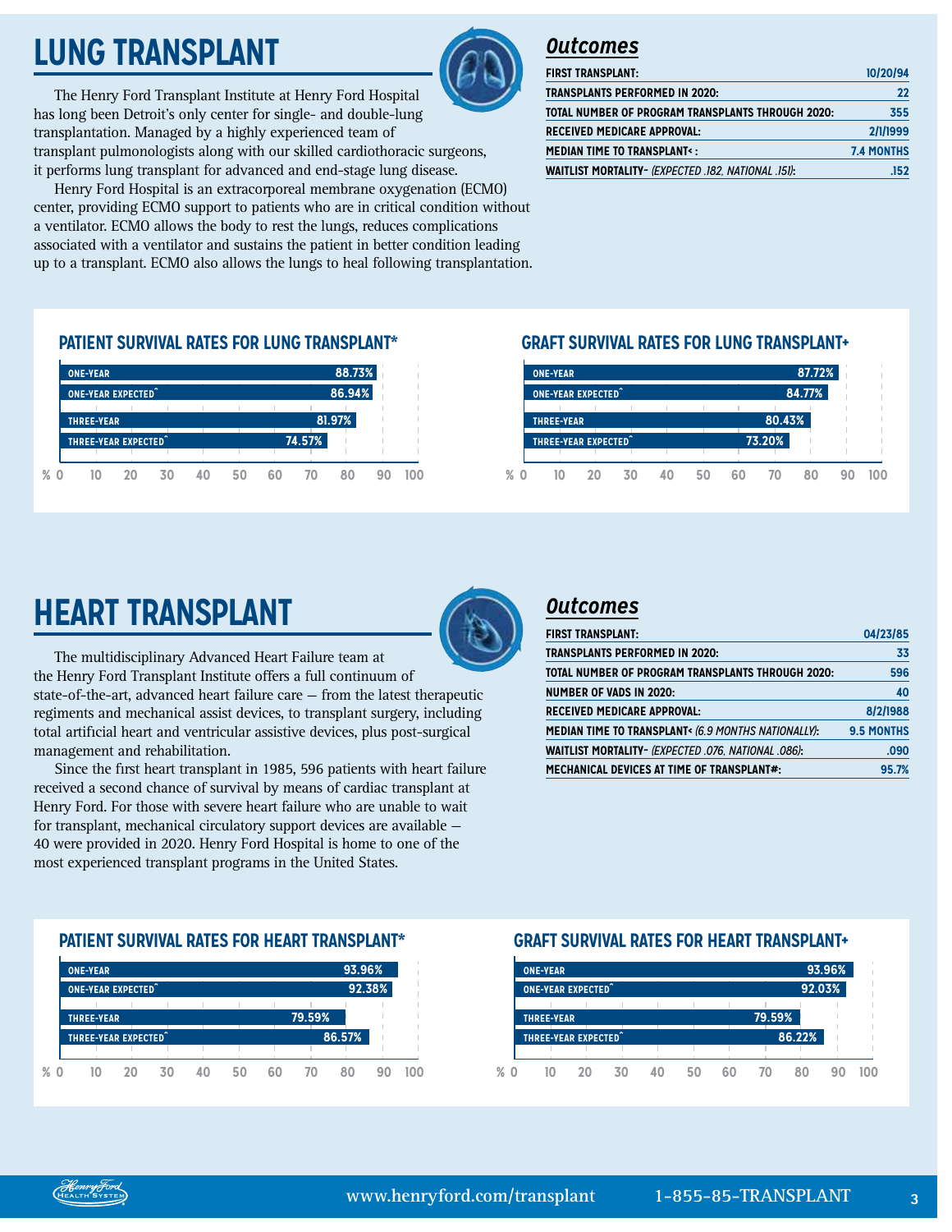# LUNG TRANSPLANT

The Henry Ford Transplant Institute at Henry Ford Hospital has long been Detroit's only center for single- and double-lung transplantation. Managed by a highly experienced team of transplant pulmonologists along with our skilled cardiothoracic surgeons, it performs lung transplant for advanced and end-stage lung disease.

Henry Ford Hospital is an extracorporeal membrane oxygenation (ECMO) center, providing ECMO support to patients who are in critical condition without a ventilator. ECMO allows the body to rest the lungs, reduces complications associated with a ventilator and sustains the patient in better condition leading up to a transplant. ECMO also allows the lungs to heal following transplantation.

## *Outcomes*

| | |
|---|---|
| **FIRST TRANSPLANT:** | 10/20/94 |
| **TRANSPLANTS PERFORMED IN 2020:** | 22 |
| **TOTAL NUMBER OF PROGRAM TRANSPLANTS THROUGH 2020:** | 355 |
| **RECEIVED MEDICARE APPROVAL:** | 2/1/1999 |
| **MEDIAN TIME TO TRANSPLANT< :** | 7.4 MONTHS |
| **WAITLIST MORTALITY~** *(EXPECTED .182, NATIONAL .151)*: | .152 |

### PATIENT SURVIVAL RATES FOR LUNG TRANSPLANT*

ONE-YEAR 88.73%
ONE-YEAR EXPECTED^ 86.94%
THREE-YEAR 81.97%
THREE-YEAR EXPECTED^ 74.57%
% 0 10 20 30 40 50 60 70 80 90 100

### GRAFT SURVIVAL RATES FOR LUNG TRANSPLANT+

ONE-YEAR 87.72%
ONE-YEAR EXPECTED^ 84.77%
THREE-YEAR 80.43%
THREE-YEAR EXPECTED^ 73.20%
% 0 10 20 30 40 50 60 70 80 90 100

# HEART TRANSPLANT

The multidisciplinary Advanced Heart Failure team at the Henry Ford Transplant Institute offers a full continuum of state-of-the-art, advanced heart failure care — from the latest therapeutic regiments and mechanical assist devices, to transplant surgery, including total artificial heart and ventricular assistive devices, plus post-surgical management and rehabilitation.

Since the first heart transplant in 1985, 596 patients with heart failure received a second chance of survival by means of cardiac transplant at Henry Ford. For those with severe heart failure who are unable to wait for transplant, mechanical circulatory support devices are available — 40 were provided in 2020. Henry Ford Hospital is home to one of the most experienced transplant programs in the United States.

## *Outcomes*

| | |
|---|---|
| **FIRST TRANSPLANT:** | 04/23/85 |
| **TRANSPLANTS PERFORMED IN 2020:** | 33 |
| **TOTAL NUMBER OF PROGRAM TRANSPLANTS THROUGH 2020:** | 596 |
| **NUMBER OF VADS IN 2020:** | 40 |
| **RECEIVED MEDICARE APPROVAL:** | 8/2/1988 |
| **MEDIAN TIME TO TRANSPLANT<** *(6.9 MONTHS NATIONALLY)*: | 9.5 MONTHS |
| **WAITLIST MORTALITY~** *(EXPECTED .076, NATIONAL .086)*: | .090 |
| **MECHANICAL DEVICES AT TIME OF TRANSPLANT#:** | 95.7% |

### PATIENT SURVIVAL RATES FOR HEART TRANSPLANT*

ONE-YEAR 93.96%
ONE-YEAR EXPECTED^ 92.38%
THREE-YEAR 79.59%
THREE-YEAR EXPECTED^ 86.57%
% 0 10 20 30 40 50 60 70 80 90 100

### GRAFT SURVIVAL RATES FOR HEART TRANSPLANT+

ONE-YEAR 93.96%
ONE-YEAR EXPECTED^ 92.03%
THREE-YEAR 79.59%
THREE-YEAR EXPECTED^ 86.22%
% 0 10 20 30 40 50 60 70 80 90 100

Henry Ford Health System

www.henryford.com/transplant 1-855-85-TRANSPLANT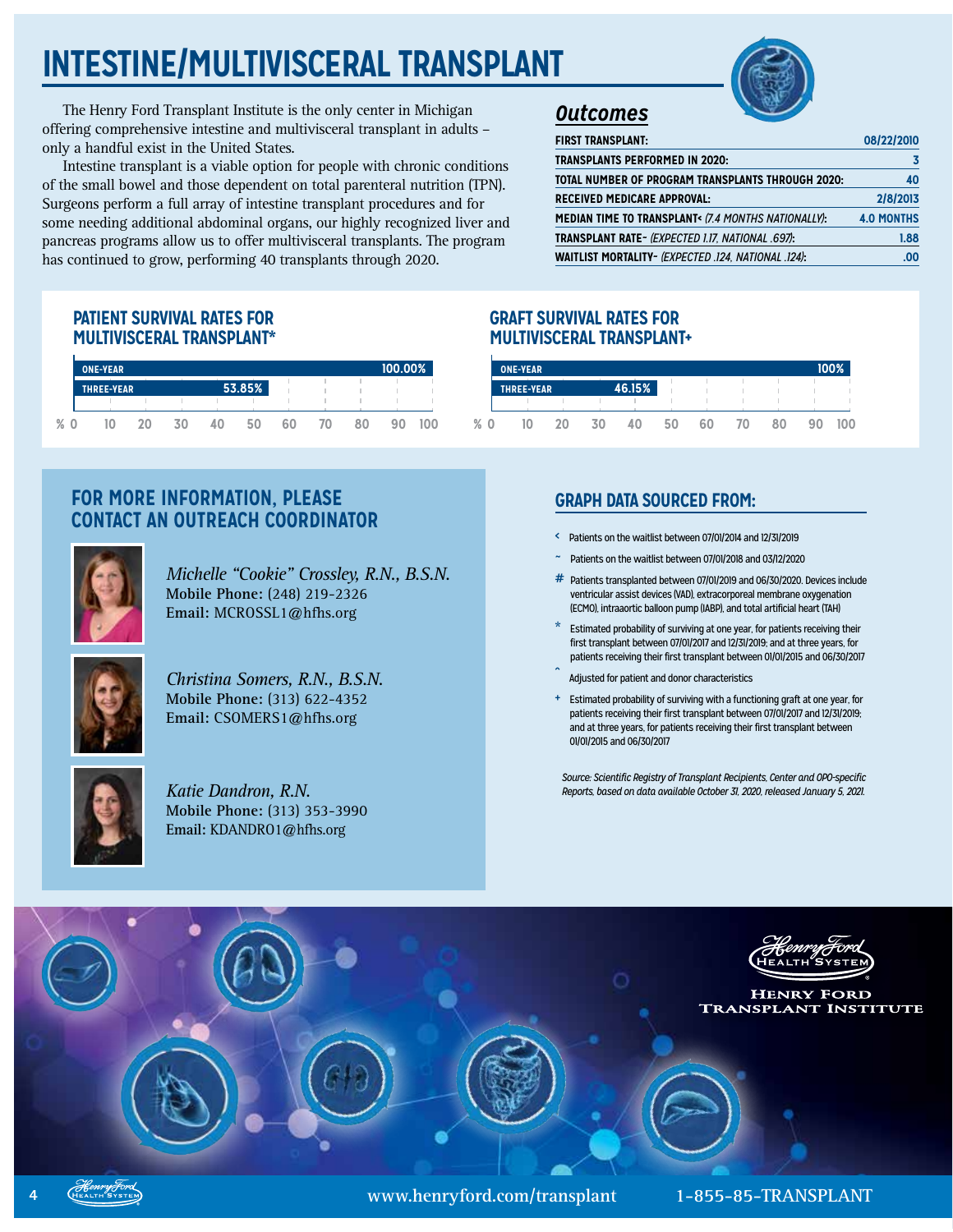# INTESTINE/MULTIVISCERAL TRANSPLANT

The Henry Ford Transplant Institute is the only center in Michigan offering comprehensive intestine and multivisceral transplant in adults – only a handful exist in the United States.

Intestine transplant is a viable option for people with chronic conditions of the small bowel and those dependent on total parenteral nutrition (TPN). Surgeons perform a full array of intestine transplant procedures and for some needing additional abdominal organs, our highly recognized liver and pancreas programs allow us to offer multivisceral transplants. The program has continued to grow, performing 40 transplants through 2020.

## *Outcomes*

| | |
|---|---|
| **FIRST TRANSPLANT:** | 08/22/2010 |
| **TRANSPLANTS PERFORMED IN 2020:** | 3 |
| **TOTAL NUMBER OF PROGRAM TRANSPLANTS THROUGH 2020:** | 40 |
| **RECEIVED MEDICARE APPROVAL:** | 2/8/2013 |
| **MEDIAN TIME TO TRANSPLANT<** *(7.4 MONTHS NATIONALLY)*: | 4.0 MONTHS |
| **TRANSPLANT RATE~** *(EXPECTED 1.17, NATIONAL .697)*: | 1.88 |
| **WAITLIST MORTALITY~** *(EXPECTED .124, NATIONAL .124)*: | .00 |

## PATIENT SURVIVAL RATES FOR MULTIVISCERAL TRANSPLANT*

ONE-YEAR 100.00%
THREE-YEAR 53.85%
% 0 10 20 30 40 50 60 70 80 90 100

## GRAFT SURVIVAL RATES FOR MULTIVISCERAL TRANSPLANT+

ONE-YEAR 100%
THREE-YEAR 46.15%
% 0 10 20 30 40 50 60 70 80 90 100

## FOR MORE INFORMATION, PLEASE CONTACT AN OUTREACH COORDINATOR

*Michelle "Cookie" Crossley, R.N., B.S.N.*
**Mobile Phone:** (248) 219-2326
**Email:** MCROSSL1@hfhs.org

*Christina Somers, R.N., B.S.N.*
**Mobile Phone:** (313) 622-4352
**Email:** CSOMERS1@hfhs.org

*Katie Dandron, R.N.*
**Mobile Phone:** (313) 353-3990
**Email:** KDANDRO1@hfhs.org

## GRAPH DATA SOURCED FROM:

< Patients on the waitlist between 07/01/2014 and 12/31/2019

~ Patients on the waitlist between 07/01/2018 and 03/12/2020

# Patients transplanted between 07/01/2019 and 06/30/2020. Devices include ventricular assist devices (VAD), extracorporeal membrane oxygenation (ECMO), intraaortic balloon pump (IABP), and total artificial heart (TAH)

* Estimated probability of surviving at one year, for patients receiving their first transplant between 07/01/2017 and 12/31/2019; and at three years, for patients receiving their first transplant between 01/01/2015 and 06/30/2017

^ Adjusted for patient and donor characteristics

+ Estimated probability of surviving with a functioning graft at one year, for patients receiving their first transplant between 07/01/2017 and 12/31/2019; and at three years, for patients receiving their first transplant between 01/01/2015 and 06/30/2017

*Source: Scientific Registry of Transplant Recipients, Center and OPO-specific Reports, based on data available October 31, 2020, released January 5, 2021.*

Henry Ford Health System
HENRY FORD TRANSPLANT INSTITUTE

www.henryford.com/transplant 1-855-85-TRANSPLANT